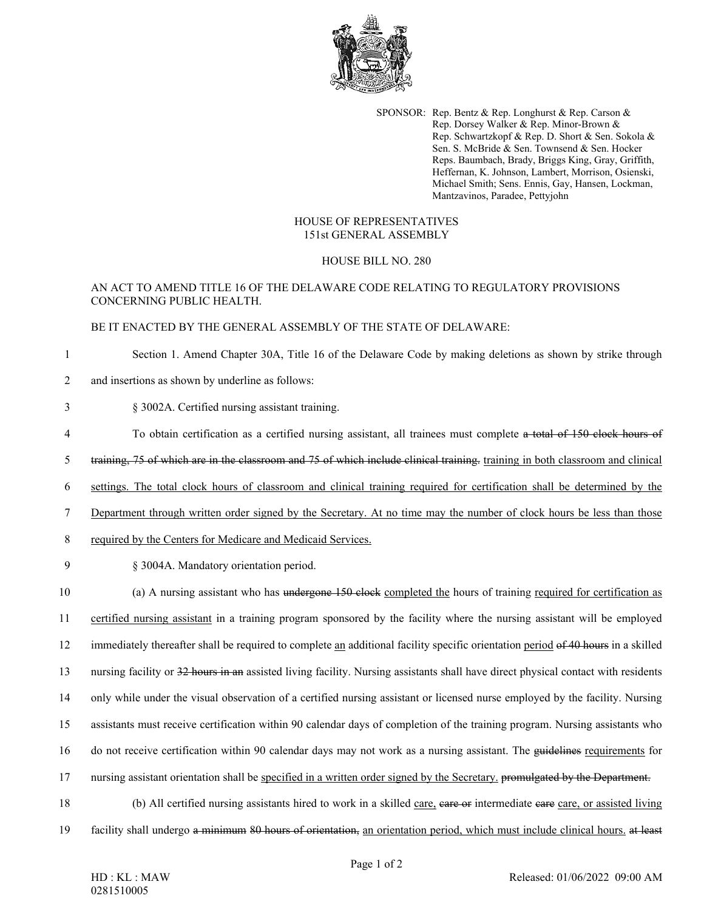SPONSOR: Rep. Bentz & Rep. Longhurst & Rep. Carson & Rep. Dorsey Walker & Rep. Minor-Brown & Rep. Schwartzkopf & Rep. D. Short & Sen. Sokola & Sen. S. McBride & Sen. Townsend & Sen. Hocker
Reps. Baumbach, Brady, Briggs King, Gray, Griffith, Heffernan, K. Johnson, Lambert, Morrison, Osienski, Michael Smith; Sens. Ennis, Gay, Hansen, Lockman, Mantzavinos, Paradee, Pettyjohn

HOUSE OF REPRESENTATIVES
151st GENERAL ASSEMBLY

HOUSE BILL NO. 280

AN ACT TO AMEND TITLE 16 OF THE DELAWARE CODE RELATING TO REGULATORY PROVISIONS CONCERNING PUBLIC HEALTH.

BE IT ENACTED BY THE GENERAL ASSEMBLY OF THE STATE OF DELAWARE:

1 Section 1. Amend Chapter 30A, Title 16 of the Delaware Code by making deletions as shown by strike through
2 and insertions as shown by underline as follows:

3 § 3002A. Certified nursing assistant training.

4 To obtain certification as a certified nursing assistant, all trainees must complete ~~a total of 150 clock hours of~~
5 ~~training, 75 of which are in the classroom and 75 of which include clinical training.~~ <u>training in both classroom and clinical</u>
6 <u>settings. The total clock hours of classroom and clinical training required for certification shall be determined by the</u>
7 <u>Department through written order signed by the Secretary. At no time may the number of clock hours be less than those</u>
8 <u>required by the Centers for Medicare and Medicaid Services.</u>

9 § 3004A. Mandatory orientation period.

10 (a) A nursing assistant who has ~~undergone 150 clock~~ <u>completed the</u> hours of training <u>required for certification as</u>
11 <u>certified nursing assistant</u> in a training program sponsored by the facility where the nursing assistant will be employed
12 immediately thereafter shall be required to complete <u>an</u> additional facility specific orientation <u>period</u> ~~of 40 hours~~ in a skilled
13 nursing facility or ~~32 hours in an~~ assisted living facility. Nursing assistants shall have direct physical contact with residents
14 only while under the visual observation of a certified nursing assistant or licensed nurse employed by the facility. Nursing
15 assistants must receive certification within 90 calendar days of completion of the training program. Nursing assistants who
16 do not receive certification within 90 calendar days may not work as a nursing assistant. The ~~guidelines~~ <u>requirements</u> for
17 nursing assistant orientation shall be <u>specified in a written order signed by the Secretary.</u> ~~promulgated by the Department.~~

18 (b) All certified nursing assistants hired to work in a skilled <u>care,</u> ~~care or~~ intermediate ~~care~~ <u>care, or assisted living</u>
19 facility shall undergo ~~a minimum~~ ~~80 hours of orientation,~~ <u>an orientation period, which must include clinical hours.</u> ~~at least~~

HD : KL : MAW
0281510005

Released: 01/06/2022 09:00 AM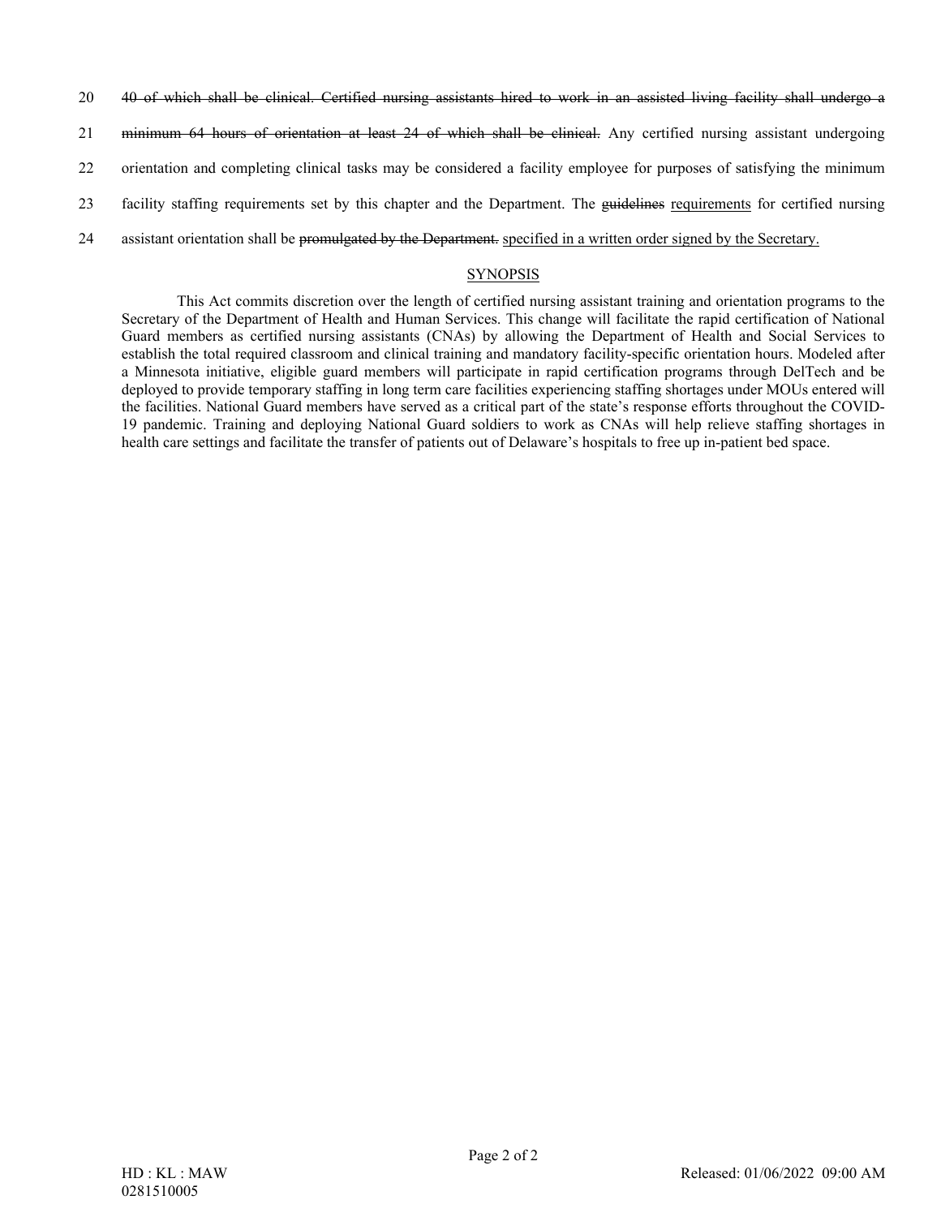20 ~~40 of which shall be clinical. Certified nursing assistants hired to work in an assisted living facility shall undergo a~~

21 ~~minimum 64 hours of orientation at least 24 of which shall be clinical.~~ Any certified nursing assistant undergoing

22 orientation and completing clinical tasks may be considered a facility employee for purposes of satisfying the minimum

23 facility staffing requirements set by this chapter and the Department. The ~~guidelines~~ <u>requirements</u> for certified nursing

24 assistant orientation shall be ~~promulgated by the Department.~~ <u>specified in a written order signed by the Secretary.</u>

## <u>SYNOPSIS</u>

This Act commits discretion over the length of certified nursing assistant training and orientation programs to the Secretary of the Department of Health and Human Services. This change will facilitate the rapid certification of National Guard members as certified nursing assistants (CNAs) by allowing the Department of Health and Social Services to establish the total required classroom and clinical training and mandatory facility-specific orientation hours. Modeled after a Minnesota initiative, eligible guard members will participate in rapid certification programs through DelTech and be deployed to provide temporary staffing in long term care facilities experiencing staffing shortages under MOUs entered will the facilities. National Guard members have served as a critical part of the state's response efforts throughout the COVID-19 pandemic. Training and deploying National Guard soldiers to work as CNAs will help relieve staffing shortages in health care settings and facilitate the transfer of patients out of Delaware's hospitals to free up in-patient bed space.

HD : KL : MAW
0281510005

Released: 01/06/2022 09:00 AM